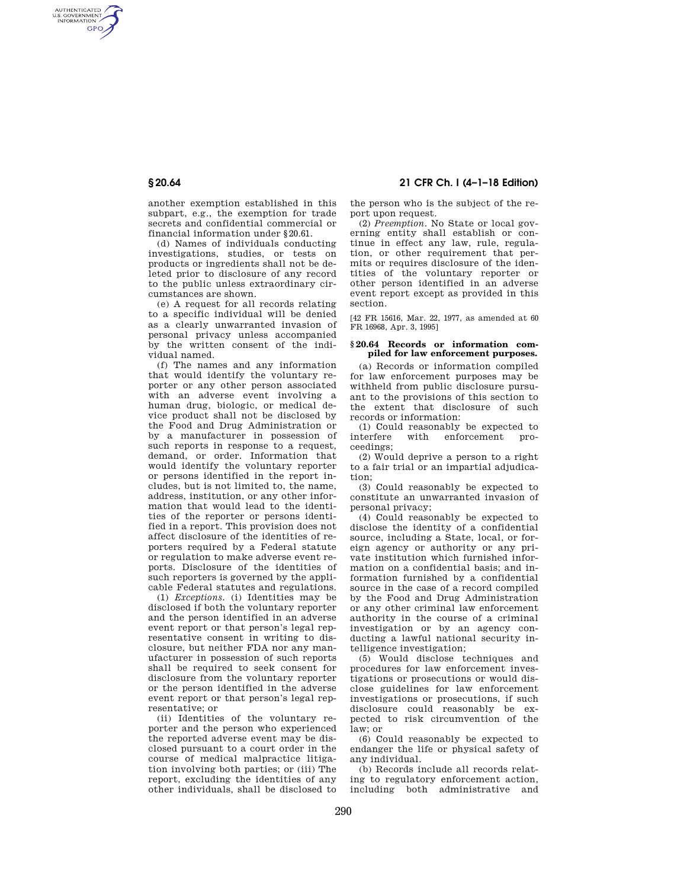another exemption established in this subpart, e.g., the exemption for trade secrets and confidential commercial or financial information under §20.61.

(d) Names of individuals conducting investigations, studies, or tests on products or ingredients shall not be deleted prior to disclosure of any record to the public unless extraordinary circumstances are shown.

(e) A request for all records relating to a specific individual will be denied as a clearly unwarranted invasion of personal privacy unless accompanied by the written consent of the individual named.

(f) The names and any information that would identify the voluntary reporter or any other person associated with an adverse event involving a human drug, biologic, or medical device product shall not be disclosed by the Food and Drug Administration or by a manufacturer in possession of such reports in response to a request, demand, or order. Information that would identify the voluntary reporter or persons identified in the report includes, but is not limited to, the name, address, institution, or any other information that would lead to the identities of the reporter or persons identified in a report. This provision does not affect disclosure of the identities of reporters required by a Federal statute or regulation to make adverse event reports. Disclosure of the identities of such reporters is governed by the applicable Federal statutes and regulations.

(1) *Exceptions.* (i) Identities may be disclosed if both the voluntary reporter and the person identified in an adverse event report or that person's legal representative consent in writing to disclosure, but neither FDA nor any manufacturer in possession of such reports shall be required to seek consent for disclosure from the voluntary reporter or the person identified in the adverse event report or that person's legal representative; or

(ii) Identities of the voluntary reporter and the person who experienced the reported adverse event may be disclosed pursuant to a court order in the course of medical malpractice litigation involving both parties; or (iii) The report, excluding the identities of any other individuals, shall be disclosed to the person who is the subject of the report upon request.

(2) *Preemption.* No State or local governing entity shall establish or continue in effect any law, rule, regulation, or other requirement that permits or requires disclosure of the identities of the voluntary reporter or other person identified in an adverse event report except as provided in this section.

[42 FR 15616, Mar. 22, 1977, as amended at 60 FR 16968, Apr. 3, 1995]

## §20.64 Records or information compiled for law enforcement purposes.

(a) Records or information compiled for law enforcement purposes may be withheld from public disclosure pursuant to the provisions of this section to the extent that disclosure of such records or information:

(1) Could reasonably be expected to interfere with enforcement proceedings;

(2) Would deprive a person to a right to a fair trial or an impartial adjudication;

(3) Could reasonably be expected to constitute an unwarranted invasion of personal privacy;

(4) Could reasonably be expected to disclose the identity of a confidential source, including a State, local, or foreign agency or authority or any private institution which furnished information on a confidential basis; and information furnished by a confidential source in the case of a record compiled by the Food and Drug Administration or any other criminal law enforcement authority in the course of a criminal investigation or by an agency conducting a lawful national security intelligence investigation;

(5) Would disclose techniques and procedures for law enforcement investigations or prosecutions or would disclose guidelines for law enforcement investigations or prosecutions, if such disclosure could reasonably be expected to risk circumvention of the law; or

(6) Could reasonably be expected to endanger the life or physical safety of any individual.

(b) Records include all records relating to regulatory enforcement action, including both administrative and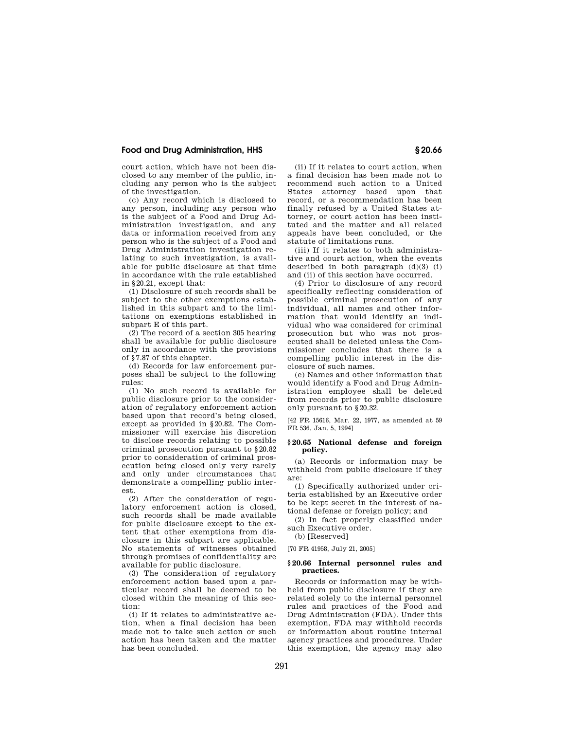court action, which have not been disclosed to any member of the public, including any person who is the subject of the investigation.

(c) Any record which is disclosed to any person, including any person who is the subject of a Food and Drug Administration investigation, and any data or information received from any person who is the subject of a Food and Drug Administration investigation relating to such investigation, is available for public disclosure at that time in accordance with the rule established in §20.21, except that:

(1) Disclosure of such records shall be subject to the other exemptions established in this subpart and to the limitations on exemptions established in subpart E of this part.

(2) The record of a section 305 hearing shall be available for public disclosure only in accordance with the provisions of §7.87 of this chapter.

(d) Records for law enforcement purposes shall be subject to the following rules:

(1) No such record is available for public disclosure prior to the consideration of regulatory enforcement action based upon that record's being closed, except as provided in §20.82. The Commissioner will exercise his discretion to disclose records relating to possible criminal prosecution pursuant to §20.82 prior to consideration of criminal prosecution being closed only very rarely and only under circumstances that demonstrate a compelling public interest.

(2) After the consideration of regulatory enforcement action is closed, such records shall be made available for public disclosure except to the extent that other exemptions from disclosure in this subpart are applicable. No statements of witnesses obtained through promises of confidentiality are available for public disclosure.

(3) The consideration of regulatory enforcement action based upon a particular record shall be deemed to be closed within the meaning of this section:

(i) If it relates to administrative action, when a final decision has been made not to take such action or such action has been taken and the matter has been concluded.

(ii) If it relates to court action, when a final decision has been made not to recommend such action to a United States attorney based upon that record, or a recommendation has been finally refused by a United States attorney, or court action has been instituted and the matter and all related appeals have been concluded, or the statute of limitations runs.

(iii) If it relates to both administrative and court action, when the events described in both paragraph (d)(3) (i) and (ii) of this section have occurred.

(4) Prior to disclosure of any record specifically reflecting consideration of possible criminal prosecution of any individual, all names and other information that would identify an individual who was considered for criminal prosecution but who was not prosecuted shall be deleted unless the Commissioner concludes that there is a compelling public interest in the disclosure of such names.

(e) Names and other information that would identify a Food and Drug Administration employee shall be deleted from records prior to public disclosure only pursuant to §20.32.

[42 FR 15616, Mar. 22, 1977, as amended at 59 FR 536, Jan. 5, 1994]

### § 20.65 National defense and foreign policy.

(a) Records or information may be withheld from public disclosure if they are:

(1) Specifically authorized under criteria established by an Executive order to be kept secret in the interest of national defense or foreign policy; and

(2) In fact properly classified under such Executive order.

(b) [Reserved]

[70 FR 41958, July 21, 2005]

### § 20.66 Internal personnel rules and practices.

Records or information may be withheld from public disclosure if they are related solely to the internal personnel rules and practices of the Food and Drug Administration (FDA). Under this exemption, FDA may withhold records or information about routine internal agency practices and procedures. Under this exemption, the agency may also